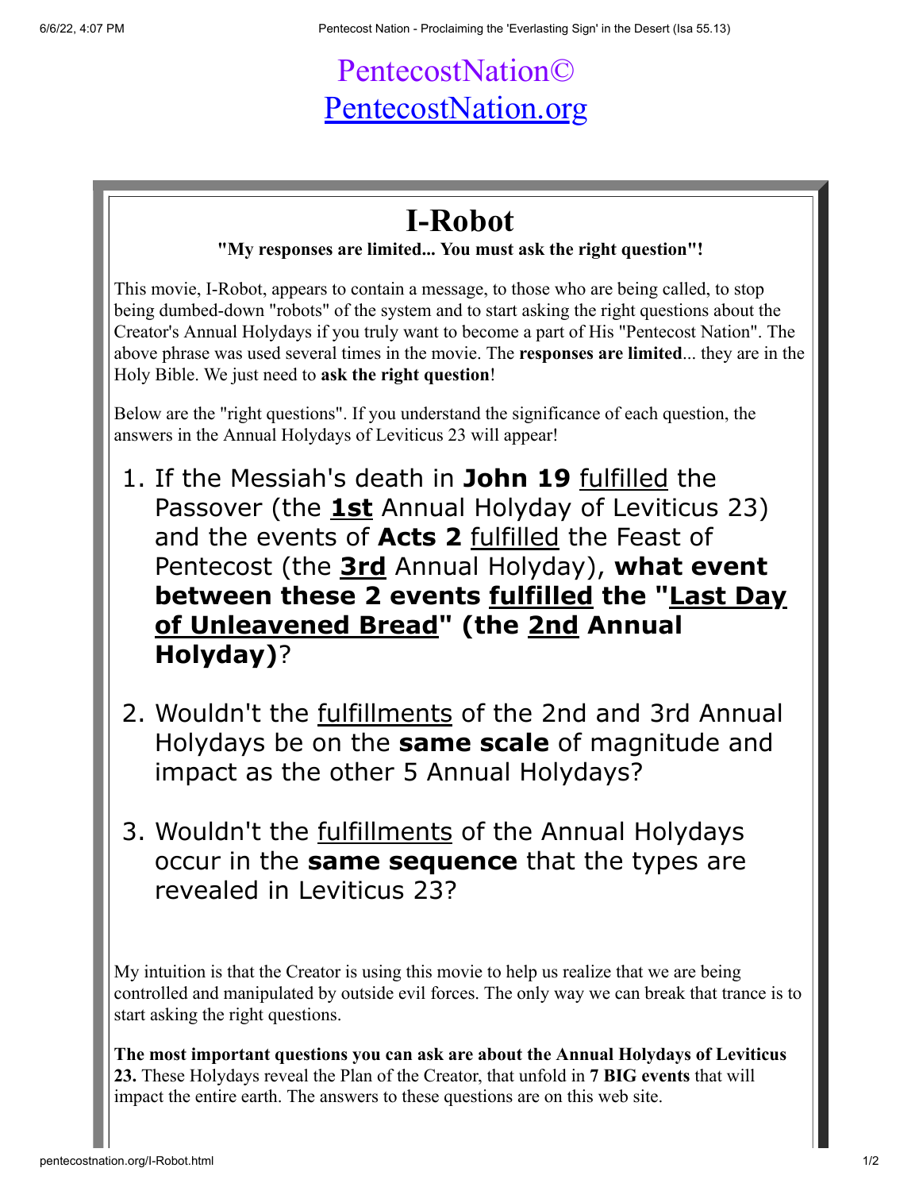PentecostNation©
[PentecostNation.org](pentecostnation.org)

# I-Robot

**"My responses are limited... You must ask the right question"!**

This movie, I-Robot, appears to contain a message, to those who are being called, to stop being dumbed-down "robots" of the system and to start asking the right questions about the Creator's Annual Holydays if you truly want to become a part of His "Pentecost Nation". The above phrase was used several times in the movie. The **responses are limited**... they are in the Holy Bible. We just need to **ask the right question**!

Below are the "right questions". If you understand the significance of each question, the answers in the Annual Holydays of Leviticus 23 will appear!

1. If the Messiah's death in **John 19** fulfilled the Passover (the **1st** Annual Holyday of Leviticus 23) and the events of **Acts 2** fulfilled the Feast of Pentecost (the **3rd** Annual Holyday), **what event between these 2 events fulfilled the "Last Day of Unleavened Bread" (the 2nd Annual Holyday)**?

2. Wouldn't the fulfillments of the 2nd and 3rd Annual Holydays be on the **same scale** of magnitude and impact as the other 5 Annual Holydays?

3. Wouldn't the fulfillments of the Annual Holydays occur in the **same sequence** that the types are revealed in Leviticus 23?

My intuition is that the Creator is using this movie to help us realize that we are being controlled and manipulated by outside evil forces. The only way we can break that trance is to start asking the right questions.

**The most important questions you can ask are about the Annual Holydays of Leviticus 23.** These Holydays reveal the Plan of the Creator, that unfold in **7 BIG events** that will impact the entire earth. The answers to these questions are on this web site.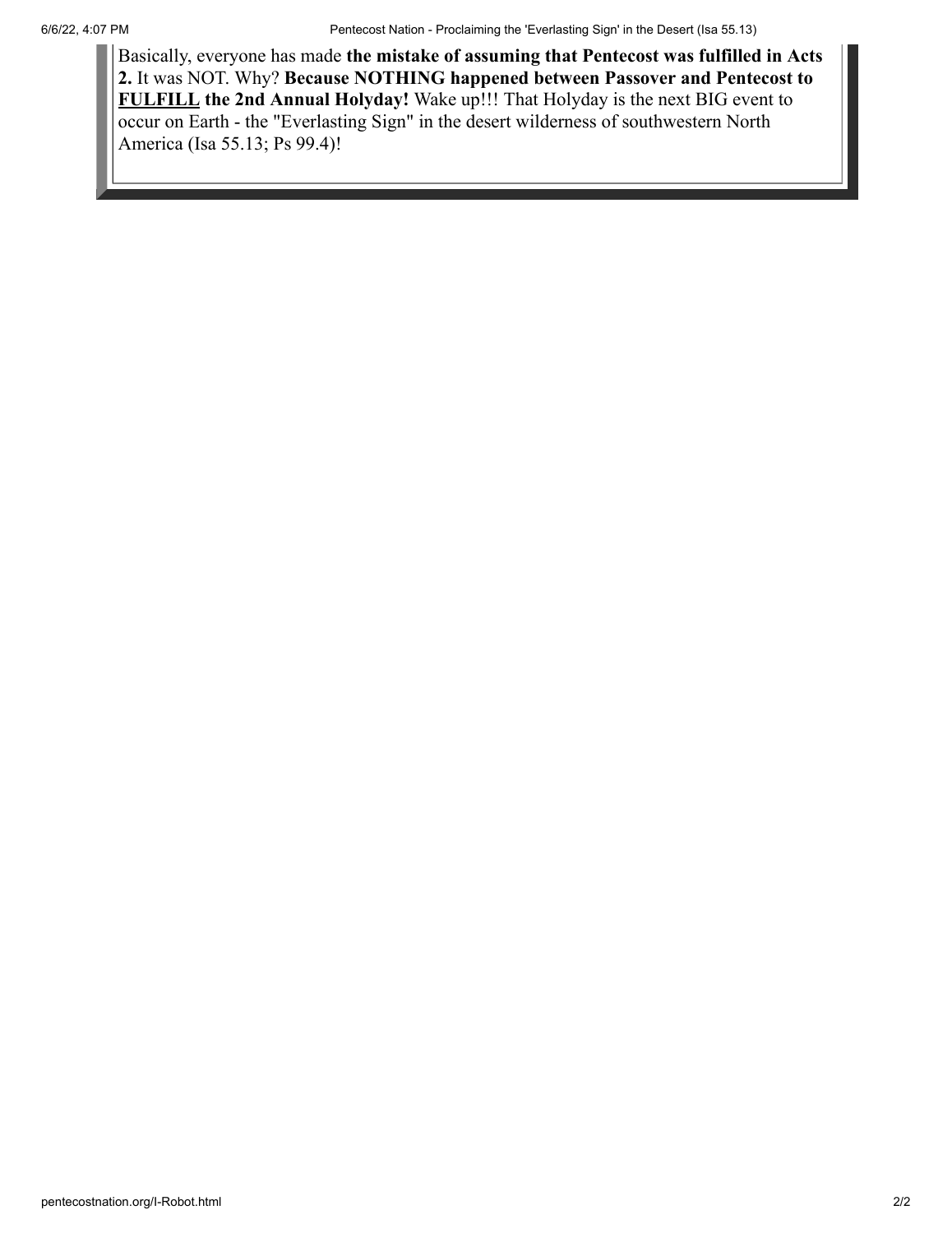Basically, everyone has made **the mistake of assuming that Pentecost was fulfilled in Acts 2.** It was NOT. Why? **Because NOTHING happened between Passover and Pentecost to <u>FULFILL</u> the 2nd Annual Holyday!** Wake up!!! That Holyday is the next BIG event to occur on Earth - the "Everlasting Sign" in the desert wilderness of southwestern North America (Isa 55.13; Ps 99.4)!